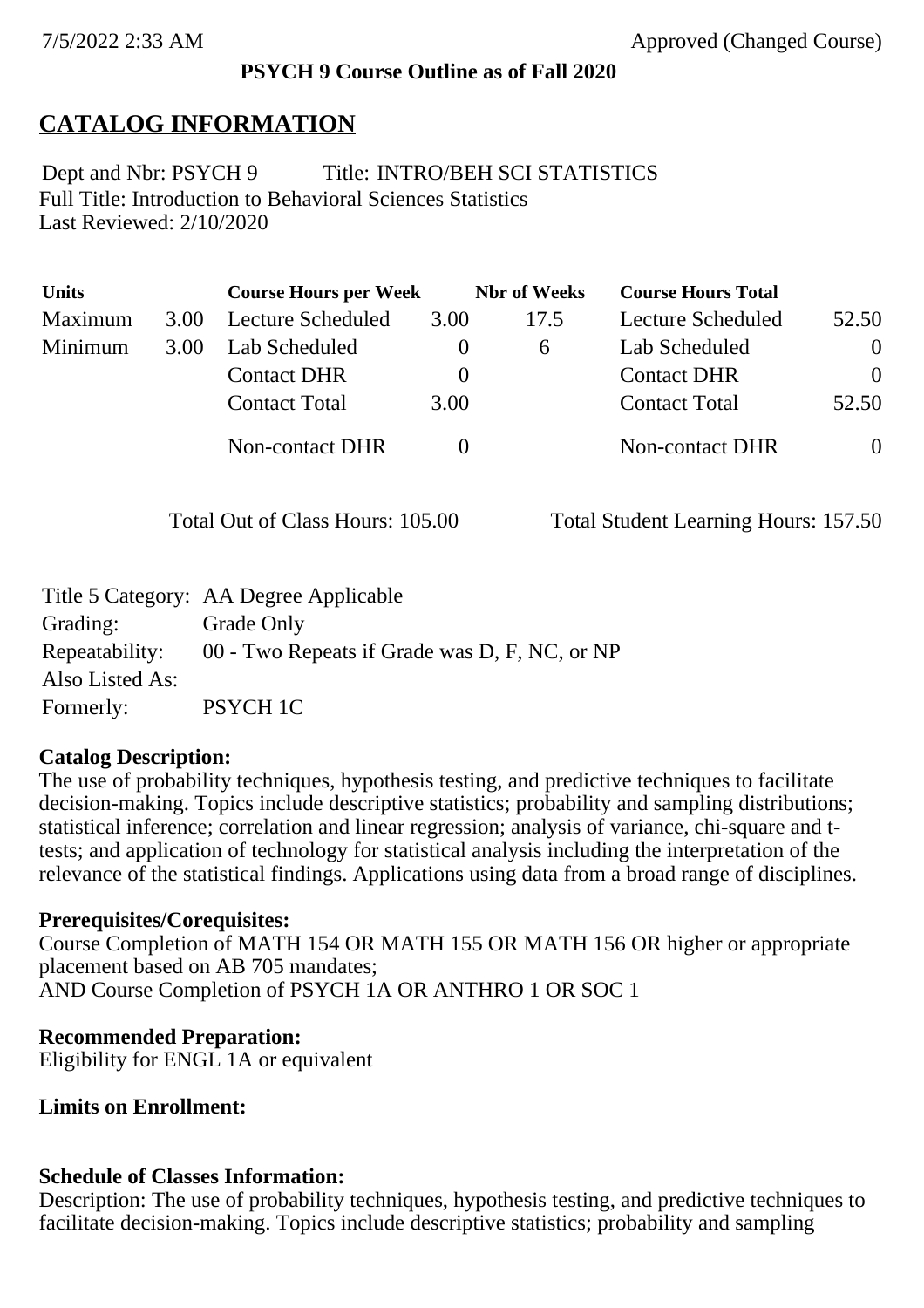7/5/2022 2:33 AM Approved (Changed Course)

**PSYCH 9 Course Outline as of Fall 2020**

# CATALOG INFORMATION

Dept and Nbr: PSYCH 9 Title: INTRO/BEH SCI STATISTICS
Full Title: Introduction to Behavioral Sciences Statistics
Last Reviewed: 2/10/2020

| Units | | Course Hours per Week | | Nbr of Weeks | Course Hours Total | |
|---|---|---|---|---|---|---|
| Maximum | 3.00 | Lecture Scheduled | 3.00 | 17.5 | Lecture Scheduled | 52.50 |
| Minimum | 3.00 | Lab Scheduled | 0 | 6 | Lab Scheduled | 0 |
| | | Contact DHR | 0 | | Contact DHR | 0 |
| | | Contact Total | 3.00 | | Contact Total | 52.50 |
| | | Non-contact DHR | 0 | | Non-contact DHR | 0 |

Total Out of Class Hours: 105.00 Total Student Learning Hours: 157.50

| | |
|---|---|
| Title 5 Category: | AA Degree Applicable |
| Grading: | Grade Only |
| Repeatability: | 00 - Two Repeats if Grade was D, F, NC, or NP |
| Also Listed As: | |
| Formerly: | PSYCH 1C |

**Catalog Description:**
The use of probability techniques, hypothesis testing, and predictive techniques to facilitate decision-making. Topics include descriptive statistics; probability and sampling distributions; statistical inference; correlation and linear regression; analysis of variance, chi-square and t-tests; and application of technology for statistical analysis including the interpretation of the relevance of the statistical findings. Applications using data from a broad range of disciplines.

**Prerequisites/Corequisites:**
Course Completion of MATH 154 OR MATH 155 OR MATH 156 OR higher or appropriate placement based on AB 705 mandates;
AND Course Completion of PSYCH 1A OR ANTHRO 1 OR SOC 1

**Recommended Preparation:**
Eligibility for ENGL 1A or equivalent

**Limits on Enrollment:**

**Schedule of Classes Information:**
Description: The use of probability techniques, hypothesis testing, and predictive techniques to facilitate decision-making. Topics include descriptive statistics; probability and sampling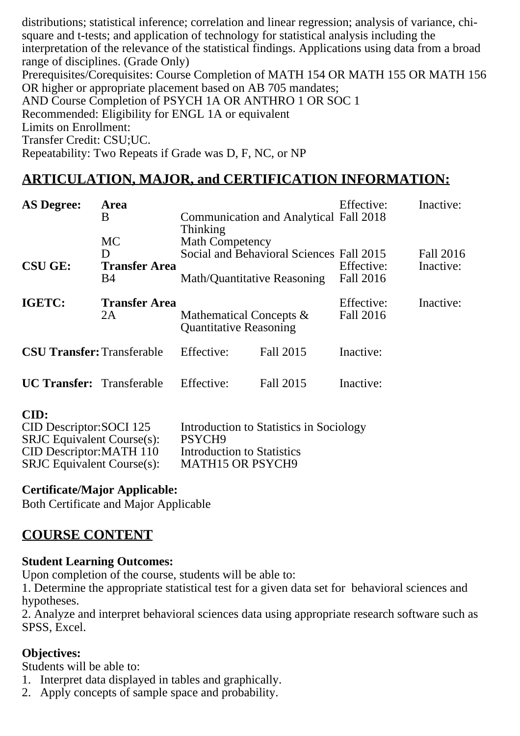distributions; statistical inference; correlation and linear regression; analysis of variance, chi-square and t-tests; and application of technology for statistical analysis including the interpretation of the relevance of the statistical findings. Applications using data from a broad range of disciplines. (Grade Only)
Prerequisites/Corequisites: Course Completion of MATH 154 OR MATH 155 OR MATH 156 OR higher or appropriate placement based on AB 705 mandates;
AND Course Completion of PSYCH 1A OR ANTHRO 1 OR SOC 1
Recommended: Eligibility for ENGL 1A or equivalent
Limits on Enrollment:
Transfer Credit: CSU;UC.
Repeatability: Two Repeats if Grade was D, F, NC, or NP

## ARTICULATION, MAJOR, and CERTIFICATION INFORMATION:

| | | | | |
|---|---|---|---|---|
| **AS Degree:** | **Area** | | Effective: | Inactive: |
| | B | Communication and Analytical Thinking | Fall 2018 | |
| | MC | Math Competency | | |
| | D | Social and Behavioral Sciences | Fall 2015 | Fall 2016 |
| **CSU GE:** | **Transfer Area** | | Effective: | Inactive: |
| | B4 | Math/Quantitative Reasoning | Fall 2016 | |
| **IGETC:** | **Transfer Area** | | Effective: | Inactive: |
| | 2A | Mathematical Concepts & Quantitative Reasoning | Fall 2016 | |

| | | | | |
|---|---|---|---|---|
| **CSU Transfer:** | Transferable | Effective: | Fall 2015 | Inactive: |
| **UC Transfer:** | Transferable | Effective: | Fall 2015 | Inactive: |

**CID:**

| | |
|---|---|
| CID Descriptor:SOCI 125 | Introduction to Statistics in Sociology |
| SRJC Equivalent Course(s): | PSYCH9 |
| CID Descriptor:MATH 110 | Introduction to Statistics |
| SRJC Equivalent Course(s): | MATH15 OR PSYCH9 |

**Certificate/Major Applicable:**
Both Certificate and Major Applicable

## COURSE CONTENT

**Student Learning Outcomes:**
Upon completion of the course, students will be able to:
1. Determine the appropriate statistical test for a given data set for behavioral sciences and hypotheses.
2. Analyze and interpret behavioral sciences data using appropriate research software such as SPSS, Excel.

**Objectives:**
Students will be able to:
1. Interpret data displayed in tables and graphically.
2. Apply concepts of sample space and probability.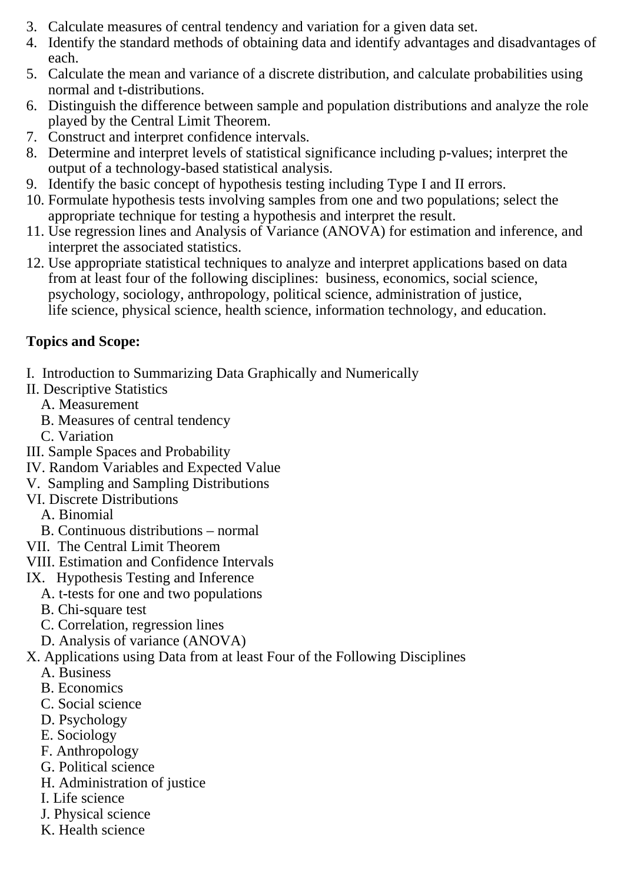3. Calculate measures of central tendency and variation for a given data set.
4. Identify the standard methods of obtaining data and identify advantages and disadvantages of each.
5. Calculate the mean and variance of a discrete distribution, and calculate probabilities using normal and t-distributions.
6. Distinguish the difference between sample and population distributions and analyze the role played by the Central Limit Theorem.
7. Construct and interpret confidence intervals.
8. Determine and interpret levels of statistical significance including p-values; interpret the output of a technology-based statistical analysis.
9. Identify the basic concept of hypothesis testing including Type I and II errors.
10. Formulate hypothesis tests involving samples from one and two populations; select the appropriate technique for testing a hypothesis and interpret the result.
11. Use regression lines and Analysis of Variance (ANOVA) for estimation and inference, and interpret the associated statistics.
12. Use appropriate statistical techniques to analyze and interpret applications based on data from at least four of the following disciplines: business, economics, social science, psychology, sociology, anthropology, political science, administration of justice, life science, physical science, health science, information technology, and education.

**Topics and Scope:**

I. Introduction to Summarizing Data Graphically and Numerically
II. Descriptive Statistics
   A. Measurement
   B. Measures of central tendency
   C. Variation
III. Sample Spaces and Probability
IV. Random Variables and Expected Value
V. Sampling and Sampling Distributions
VI. Discrete Distributions
   A. Binomial
   B. Continuous distributions – normal
VII. The Central Limit Theorem
VIII. Estimation and Confidence Intervals
IX. Hypothesis Testing and Inference
   A. t-tests for one and two populations
   B. Chi-square test
   C. Correlation, regression lines
   D. Analysis of variance (ANOVA)
X. Applications using Data from at least Four of the Following Disciplines
   A. Business
   B. Economics
   C. Social science
   D. Psychology
   E. Sociology
   F. Anthropology
   G. Political science
   H. Administration of justice
   I. Life science
   J. Physical science
   K. Health science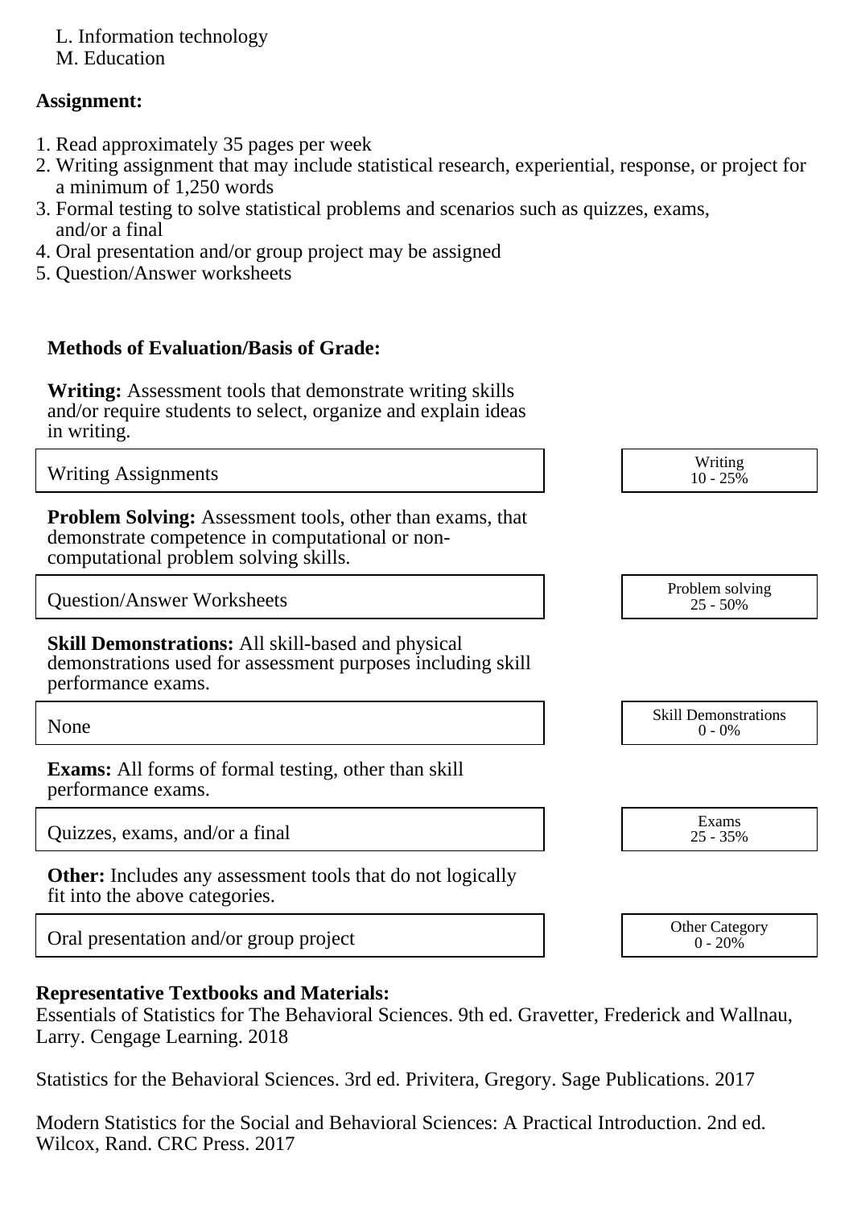L. Information technology
M. Education

**Assignment:**

1. Read approximately 35 pages per week
2. Writing assignment that may include statistical research, experiential, response, or project for a minimum of 1,250 words
3. Formal testing to solve statistical problems and scenarios such as quizzes, exams, and/or a final
4. Oral presentation and/or group project may be assigned
5. Question/Answer worksheets

**Methods of Evaluation/Basis of Grade:**

**Writing:** Assessment tools that demonstrate writing skills and/or require students to select, organize and explain ideas in writing.

| Writing Assignments | Writing 10 - 25% |
|---|---|

**Problem Solving:** Assessment tools, other than exams, that demonstrate competence in computational or non-computational problem solving skills.

| Question/Answer Worksheets | Problem solving 25 - 50% |
|---|---|

**Skill Demonstrations:** All skill-based and physical demonstrations used for assessment purposes including skill performance exams.

| None | Skill Demonstrations 0 - 0% |
|---|---|

**Exams:** All forms of formal testing, other than skill performance exams.

| Quizzes, exams, and/or a final | Exams 25 - 35% |
|---|---|

**Other:** Includes any assessment tools that do not logically fit into the above categories.

| Oral presentation and/or group project | Other Category 0 - 20% |
|---|---|

**Representative Textbooks and Materials:**
Essentials of Statistics for The Behavioral Sciences. 9th ed. Gravetter, Frederick and Wallnau, Larry. Cengage Learning. 2018

Statistics for the Behavioral Sciences. 3rd ed. Privitera, Gregory. Sage Publications. 2017

Modern Statistics for the Social and Behavioral Sciences: A Practical Introduction. 2nd ed. Wilcox, Rand. CRC Press. 2017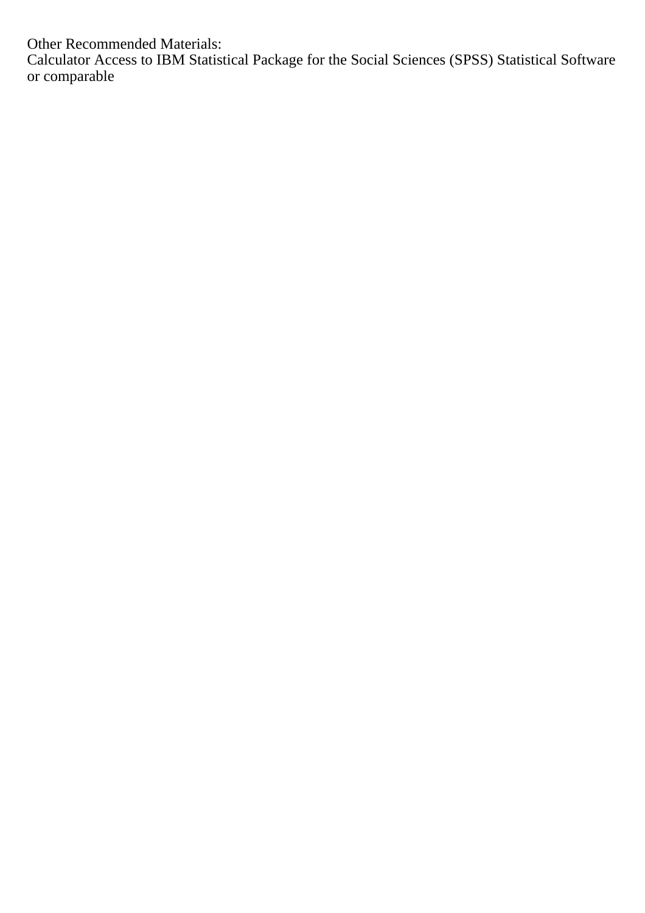Other Recommended Materials:
Calculator Access to IBM Statistical Package for the Social Sciences (SPSS) Statistical Software or comparable